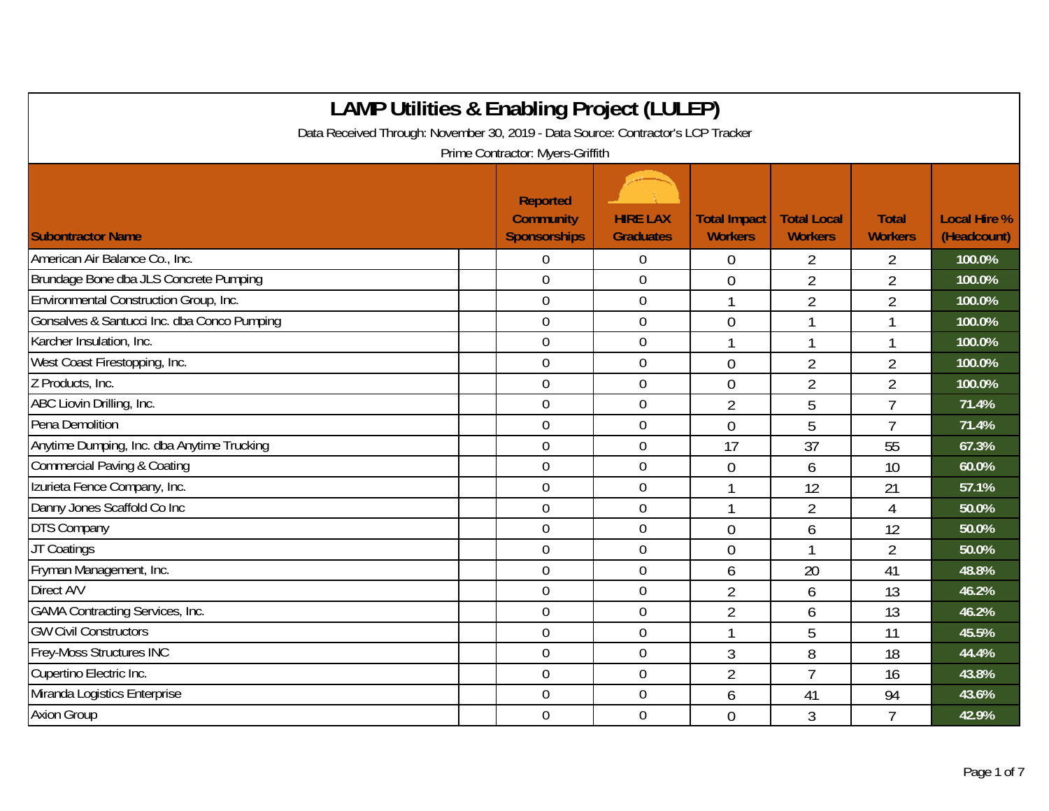# LAMP Utilities & Enabling Project (LULEP)

Data Received Through: November 30, 2019 - Data Source: Contractor's LCP Tracker

Prime Contractor: Myers-Griffith

| Subontractor Name | Reported Community Sponsorships | HIRE LAX Graduates | Total Impact Workers | Total Local Workers | Total Workers | Local Hire % (Headcount) |
|---|---|---|---|---|---|---|
| American Air Balance Co., Inc. | 0 | 0 | 0 | 2 | 2 | 100.0% |
| Brundage Bone dba JLS Concrete Pumping | 0 | 0 | 0 | 2 | 2 | 100.0% |
| Environmental Construction Group, Inc. | 0 | 0 | 1 | 2 | 2 | 100.0% |
| Gonsalves & Santucci Inc. dba Conco Pumping | 0 | 0 | 0 | 1 | 1 | 100.0% |
| Karcher Insulation, Inc. | 0 | 0 | 1 | 1 | 1 | 100.0% |
| West Coast Firestopping, Inc. | 0 | 0 | 0 | 2 | 2 | 100.0% |
| Z Products, Inc. | 0 | 0 | 0 | 2 | 2 | 100.0% |
| ABC Liovin Drilling, Inc. | 0 | 0 | 2 | 5 | 7 | 71.4% |
| Pena Demolition | 0 | 0 | 0 | 5 | 7 | 71.4% |
| Anytime Dumping, Inc. dba Anytime Trucking | 0 | 0 | 17 | 37 | 55 | 67.3% |
| Commercial Paving & Coating | 0 | 0 | 0 | 6 | 10 | 60.0% |
| Izurieta Fence Company, Inc. | 0 | 0 | 1 | 12 | 21 | 57.1% |
| Danny Jones Scaffold Co Inc | 0 | 0 | 1 | 2 | 4 | 50.0% |
| DTS Company | 0 | 0 | 0 | 6 | 12 | 50.0% |
| JT Coatings | 0 | 0 | 0 | 1 | 2 | 50.0% |
| Fryman Management, Inc. | 0 | 0 | 6 | 20 | 41 | 48.8% |
| Direct A/V | 0 | 0 | 2 | 6 | 13 | 46.2% |
| GAMA Contracting Services, Inc. | 0 | 0 | 2 | 6 | 13 | 46.2% |
| GW Civil Constructors | 0 | 0 | 1 | 5 | 11 | 45.5% |
| Frey-Moss Structures INC | 0 | 0 | 3 | 8 | 18 | 44.4% |
| Cupertino Electric Inc. | 0 | 0 | 2 | 7 | 16 | 43.8% |
| Miranda Logistics Enterprise | 0 | 0 | 6 | 41 | 94 | 43.6% |
| Axion Group | 0 | 0 | 0 | 3 | 7 | 42.9% |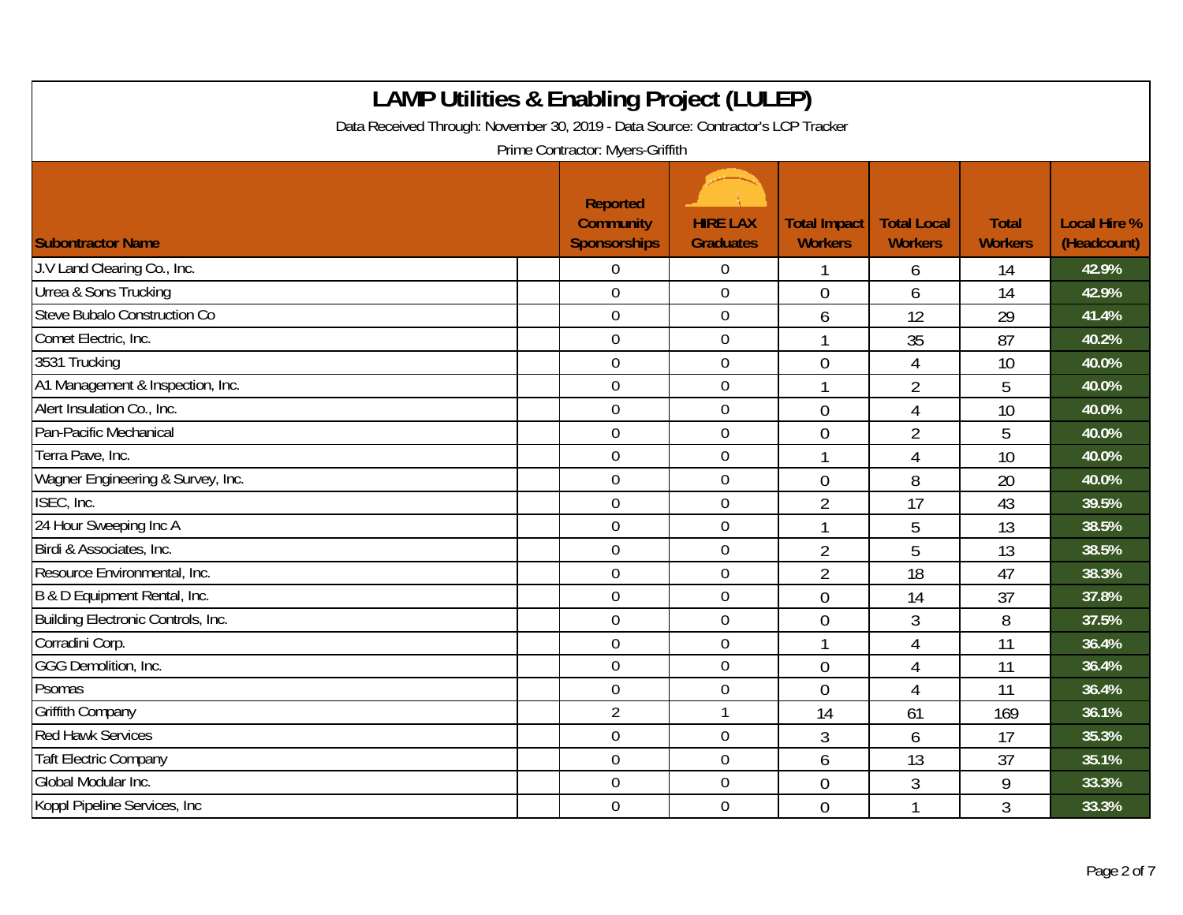# LAMP Utilities & Enabling Project (LULEP)

Data Received Through: November 30, 2019 - Data Source: Contractor's LCP Tracker

Prime Contractor: Myers-Griffith

| Subontractor Name | Reported Community Sponsorships | HIRE LAX Graduates | Total Impact Workers | Total Local Workers | Total Workers | Local Hire % (Headcount) |
|---|---|---|---|---|---|---|
| J.V Land Clearing Co., Inc. | 0 | 0 | 1 | 6 | 14 | 42.9% |
| Urrea & Sons Trucking | 0 | 0 | 0 | 6 | 14 | 42.9% |
| Steve Bubalo Construction Co | 0 | 0 | 6 | 12 | 29 | 41.4% |
| Comet Electric, Inc. | 0 | 0 | 1 | 35 | 87 | 40.2% |
| 3531 Trucking | 0 | 0 | 0 | 4 | 10 | 40.0% |
| A1 Management & Inspection, Inc. | 0 | 0 | 1 | 2 | 5 | 40.0% |
| Alert Insulation Co., Inc. | 0 | 0 | 0 | 4 | 10 | 40.0% |
| Pan-Pacific Mechanical | 0 | 0 | 0 | 2 | 5 | 40.0% |
| Terra Pave, Inc. | 0 | 0 | 1 | 4 | 10 | 40.0% |
| Wagner Engineering & Survey, Inc. | 0 | 0 | 0 | 8 | 20 | 40.0% |
| ISEC, Inc. | 0 | 0 | 2 | 17 | 43 | 39.5% |
| 24 Hour Sweeping Inc A | 0 | 0 | 1 | 5 | 13 | 38.5% |
| Birdi & Associates, Inc. | 0 | 0 | 2 | 5 | 13 | 38.5% |
| Resource Environmental, Inc. | 0 | 0 | 2 | 18 | 47 | 38.3% |
| B & D Equipment Rental, Inc. | 0 | 0 | 0 | 14 | 37 | 37.8% |
| Building Electronic Controls, Inc. | 0 | 0 | 0 | 3 | 8 | 37.5% |
| Corradini Corp. | 0 | 0 | 1 | 4 | 11 | 36.4% |
| GGG Demolition, Inc. | 0 | 0 | 0 | 4 | 11 | 36.4% |
| Psomas | 0 | 0 | 0 | 4 | 11 | 36.4% |
| Griffith Company | 2 | 1 | 14 | 61 | 169 | 36.1% |
| Red Hawk Services | 0 | 0 | 3 | 6 | 17 | 35.3% |
| Taft Electric Company | 0 | 0 | 6 | 13 | 37 | 35.1% |
| Global Modular Inc. | 0 | 0 | 0 | 3 | 9 | 33.3% |
| Koppl Pipeline Services, Inc | 0 | 0 | 0 | 1 | 3 | 33.3% |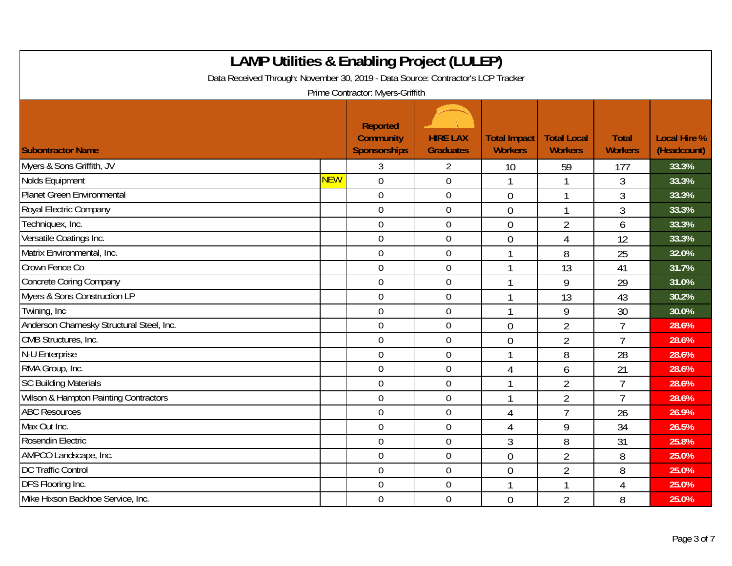# LAMP Utilities & Enabling Project (LULEP)

Data Received Through: November 30, 2019 - Data Source: Contractor's LCP Tracker

Prime Contractor: Myers-Griffith

| Subontractor Name | | Reported Community Sponsorships | HIRE LAX Graduates | Total Impact Workers | Total Local Workers | Total Workers | Local Hire % (Headcount) |
|---|---|---|---|---|---|---|---|
| Myers & Sons Griffith, JV | | 3 | 2 | 10 | 59 | 177 | 33.3% |
| Nolds Equipment | NEW | 0 | 0 | 1 | 1 | 3 | 33.3% |
| Planet Green Environmental | | 0 | 0 | 0 | 1 | 3 | 33.3% |
| Royal Electric Company | | 0 | 0 | 0 | 1 | 3 | 33.3% |
| Techniquex, Inc. | | 0 | 0 | 0 | 2 | 6 | 33.3% |
| Versatile Coatings Inc. | | 0 | 0 | 0 | 4 | 12 | 33.3% |
| Matrix Environmental, Inc. | | 0 | 0 | 1 | 8 | 25 | 32.0% |
| Crown Fence Co | | 0 | 0 | 1 | 13 | 41 | 31.7% |
| Concrete Coring Company | | 0 | 0 | 1 | 9 | 29 | 31.0% |
| Myers & Sons Construction LP | | 0 | 0 | 1 | 13 | 43 | 30.2% |
| Twining, Inc | | 0 | 0 | 1 | 9 | 30 | 30.0% |
| Anderson Charnesky Structural Steel, Inc. | | 0 | 0 | 0 | 2 | 7 | 28.6% |
| CMB Structures, Inc. | | 0 | 0 | 0 | 2 | 7 | 28.6% |
| N-U Enterprise | | 0 | 0 | 1 | 8 | 28 | 28.6% |
| RMA Group, Inc. | | 0 | 0 | 4 | 6 | 21 | 28.6% |
| SC Building Materials | | 0 | 0 | 1 | 2 | 7 | 28.6% |
| Wilson & Hampton Painting Contractors | | 0 | 0 | 1 | 2 | 7 | 28.6% |
| ABC Resources | | 0 | 0 | 4 | 7 | 26 | 26.9% |
| Max Out Inc. | | 0 | 0 | 4 | 9 | 34 | 26.5% |
| Rosendin Electric | | 0 | 0 | 3 | 8 | 31 | 25.8% |
| AMPCO Landscape, Inc. | | 0 | 0 | 0 | 2 | 8 | 25.0% |
| DC Traffic Control | | 0 | 0 | 0 | 2 | 8 | 25.0% |
| DFS Flooring Inc. | | 0 | 0 | 1 | 1 | 4 | 25.0% |
| Mike Hixson Backhoe Service, Inc. | | 0 | 0 | 0 | 2 | 8 | 25.0% |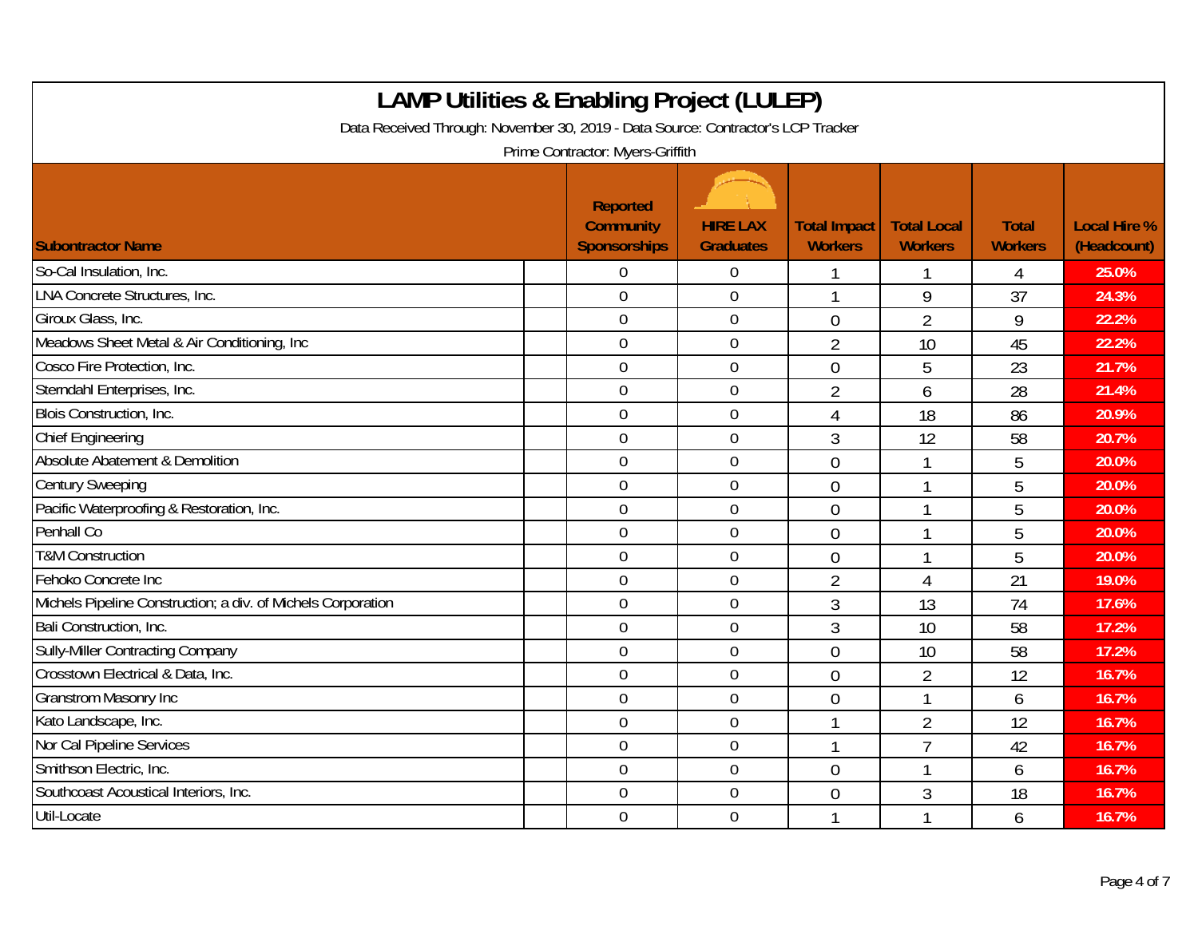# LAMP Utilities & Enabling Project (LULEP)

Data Received Through: November 30, 2019 - Data Source: Contractor's LCP Tracker

Prime Contractor: Myers-Griffith

| Subontractor Name | Reported Community Sponsorships | HIRE LAX Graduates | Total Impact Workers | Total Local Workers | Total Workers | Local Hire % (Headcount) |
|---|---|---|---|---|---|---|
| So-Cal Insulation, Inc. | 0 | 0 | 1 | 1 | 4 | 25.0% |
| LNA Concrete Structures, Inc. | 0 | 0 | 1 | 9 | 37 | 24.3% |
| Giroux Glass, Inc. | 0 | 0 | 0 | 2 | 9 | 22.2% |
| Meadows Sheet Metal & Air Conditioning, Inc | 0 | 0 | 2 | 10 | 45 | 22.2% |
| Cosco Fire Protection, Inc. | 0 | 0 | 0 | 5 | 23 | 21.7% |
| Sterndahl Enterprises, Inc. | 0 | 0 | 2 | 6 | 28 | 21.4% |
| Blois Construction, Inc. | 0 | 0 | 4 | 18 | 86 | 20.9% |
| Chief Engineering | 0 | 0 | 3 | 12 | 58 | 20.7% |
| Absolute Abatement & Demolition | 0 | 0 | 0 | 1 | 5 | 20.0% |
| Century Sweeping | 0 | 0 | 0 | 1 | 5 | 20.0% |
| Pacific Waterproofing & Restoration, Inc. | 0 | 0 | 0 | 1 | 5 | 20.0% |
| Penhall Co | 0 | 0 | 0 | 1 | 5 | 20.0% |
| T&M Construction | 0 | 0 | 0 | 1 | 5 | 20.0% |
| Fehoko Concrete Inc | 0 | 0 | 2 | 4 | 21 | 19.0% |
| Michels Pipeline Construction; a div. of Michels Corporation | 0 | 0 | 3 | 13 | 74 | 17.6% |
| Bali Construction, Inc. | 0 | 0 | 3 | 10 | 58 | 17.2% |
| Sully-Miller Contracting Company | 0 | 0 | 0 | 10 | 58 | 17.2% |
| Crosstown Electrical & Data, Inc. | 0 | 0 | 0 | 2 | 12 | 16.7% |
| Granstrom Masonry Inc | 0 | 0 | 0 | 1 | 6 | 16.7% |
| Kato Landscape, Inc. | 0 | 0 | 1 | 2 | 12 | 16.7% |
| Nor Cal Pipeline Services | 0 | 0 | 1 | 7 | 42 | 16.7% |
| Smithson Electric, Inc. | 0 | 0 | 0 | 1 | 6 | 16.7% |
| Southcoast Acoustical Interiors, Inc. | 0 | 0 | 0 | 3 | 18 | 16.7% |
| Util-Locate | 0 | 0 | 1 | 1 | 6 | 16.7% |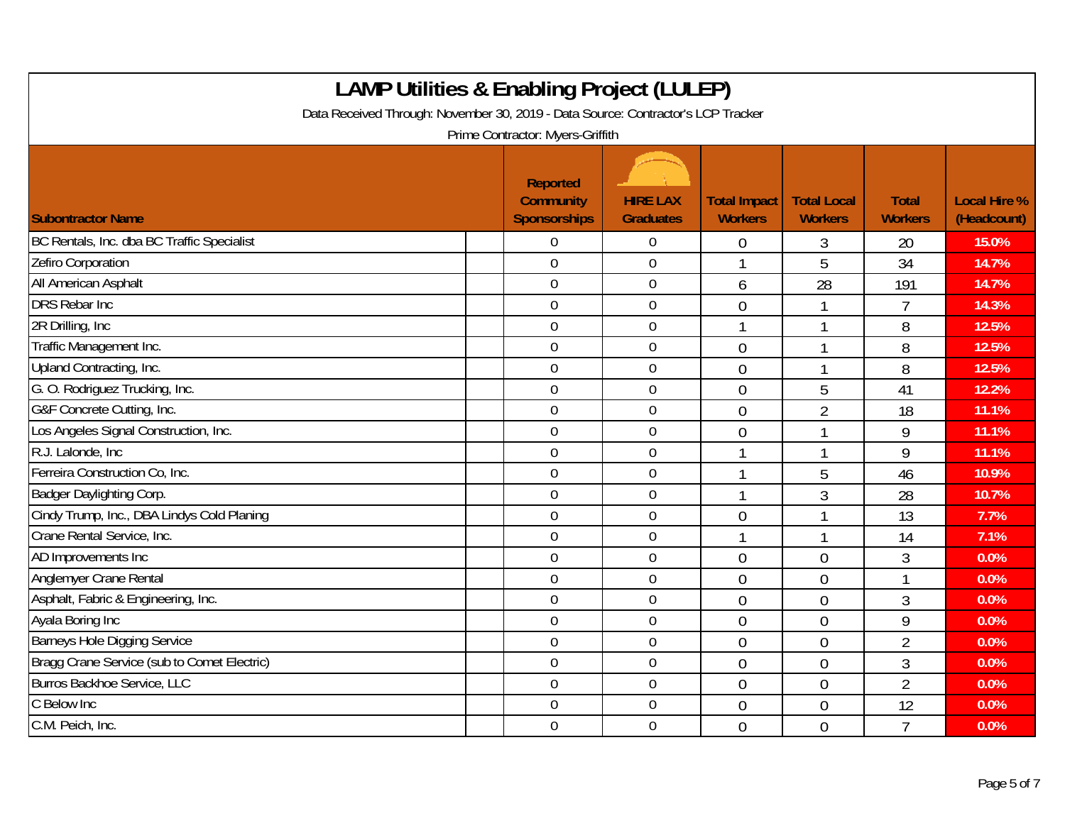# LAMP Utilities & Enabling Project (LULEP)

Data Received Through: November 30, 2019 - Data Source: Contractor's LCP Tracker

Prime Contractor: Myers-Griffith

| Subontractor Name | Reported Community Sponsorships | HIRE LAX Graduates | Total Impact Workers | Total Local Workers | Total Workers | Local Hire % (Headcount) |
|---|---|---|---|---|---|---|
| BC Rentals, Inc. dba BC Traffic Specialist | 0 | 0 | 0 | 3 | 20 | 15.0% |
| Zefiro Corporation | 0 | 0 | 1 | 5 | 34 | 14.7% |
| All American Asphalt | 0 | 0 | 6 | 28 | 191 | 14.7% |
| DRS Rebar Inc | 0 | 0 | 0 | 1 | 7 | 14.3% |
| 2R Drilling, Inc | 0 | 0 | 1 | 1 | 8 | 12.5% |
| Traffic Management Inc. | 0 | 0 | 0 | 1 | 8 | 12.5% |
| Upland Contracting, Inc. | 0 | 0 | 0 | 1 | 8 | 12.5% |
| G. O. Rodriguez Trucking, Inc. | 0 | 0 | 0 | 5 | 41 | 12.2% |
| G&F Concrete Cutting, Inc. | 0 | 0 | 0 | 2 | 18 | 11.1% |
| Los Angeles Signal Construction, Inc. | 0 | 0 | 0 | 1 | 9 | 11.1% |
| R.J. Lalonde, Inc | 0 | 0 | 1 | 1 | 9 | 11.1% |
| Ferreira Construction Co, Inc. | 0 | 0 | 1 | 5 | 46 | 10.9% |
| Badger Daylighting Corp. | 0 | 0 | 1 | 3 | 28 | 10.7% |
| Cindy Trump, Inc., DBA Lindys Cold Planing | 0 | 0 | 0 | 1 | 13 | 7.7% |
| Crane Rental Service, Inc. | 0 | 0 | 1 | 1 | 14 | 7.1% |
| AD Improvements Inc | 0 | 0 | 0 | 0 | 3 | 0.0% |
| Anglemyer Crane Rental | 0 | 0 | 0 | 0 | 1 | 0.0% |
| Asphalt, Fabric & Engineering, Inc. | 0 | 0 | 0 | 0 | 3 | 0.0% |
| Ayala Boring Inc | 0 | 0 | 0 | 0 | 9 | 0.0% |
| Barneys Hole Digging Service | 0 | 0 | 0 | 0 | 2 | 0.0% |
| Bragg Crane Service (sub to Comet Electric) | 0 | 0 | 0 | 0 | 3 | 0.0% |
| Burros Backhoe Service, LLC | 0 | 0 | 0 | 0 | 2 | 0.0% |
| C Below Inc | 0 | 0 | 0 | 0 | 12 | 0.0% |
| C.M. Peich, Inc. | 0 | 0 | 0 | 0 | 7 | 0.0% |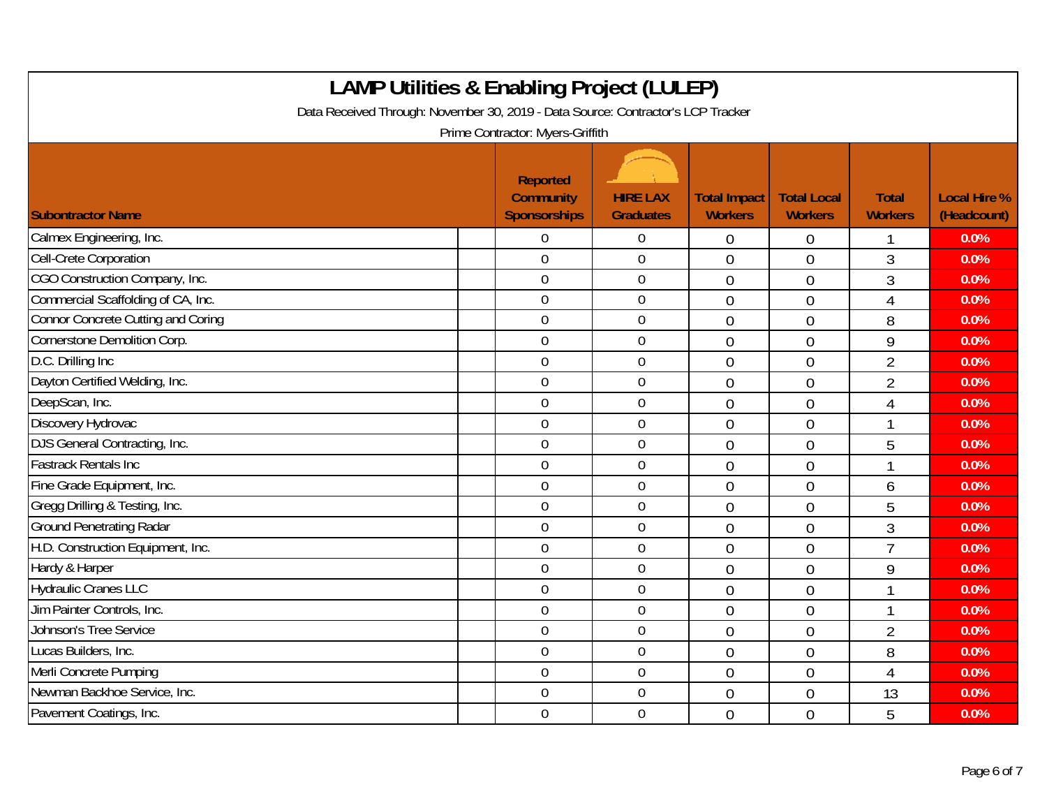# LAMP Utilities & Enabling Project (LULEP)

Data Received Through: November 30, 2019 - Data Source: Contractor's LCP Tracker

Prime Contractor: Myers-Griffith

| Subontractor Name | Reported Community Sponsorships | HIRE LAX Graduates | Total Impact Workers | Total Local Workers | Total Workers | Local Hire % (Headcount) |
|---|---|---|---|---|---|---|
| Calmex Engineering, Inc. | 0 | 0 | 0 | 0 | 1 | 0.0% |
| Cell-Crete Corporation | 0 | 0 | 0 | 0 | 3 | 0.0% |
| CGO Construction Company, Inc. | 0 | 0 | 0 | 0 | 3 | 0.0% |
| Commercial Scaffolding of CA, Inc. | 0 | 0 | 0 | 0 | 4 | 0.0% |
| Connor Concrete Cutting and Coring | 0 | 0 | 0 | 0 | 8 | 0.0% |
| Cornerstone Demolition Corp. | 0 | 0 | 0 | 0 | 9 | 0.0% |
| D.C. Drilling Inc | 0 | 0 | 0 | 0 | 2 | 0.0% |
| Dayton Certified Welding, Inc. | 0 | 0 | 0 | 0 | 2 | 0.0% |
| DeepScan, Inc. | 0 | 0 | 0 | 0 | 4 | 0.0% |
| Discovery Hydrovac | 0 | 0 | 0 | 0 | 1 | 0.0% |
| DJS General Contracting, Inc. | 0 | 0 | 0 | 0 | 5 | 0.0% |
| Fastrack Rentals Inc | 0 | 0 | 0 | 0 | 1 | 0.0% |
| Fine Grade Equipment, Inc. | 0 | 0 | 0 | 0 | 6 | 0.0% |
| Gregg Drilling & Testing, Inc. | 0 | 0 | 0 | 0 | 5 | 0.0% |
| Ground Penetrating Radar | 0 | 0 | 0 | 0 | 3 | 0.0% |
| H.D. Construction Equipment, Inc. | 0 | 0 | 0 | 0 | 7 | 0.0% |
| Hardy & Harper | 0 | 0 | 0 | 0 | 9 | 0.0% |
| Hydraulic Cranes LLC | 0 | 0 | 0 | 0 | 1 | 0.0% |
| Jim Painter Controls, Inc. | 0 | 0 | 0 | 0 | 1 | 0.0% |
| Johnson's Tree Service | 0 | 0 | 0 | 0 | 2 | 0.0% |
| Lucas Builders, Inc. | 0 | 0 | 0 | 0 | 8 | 0.0% |
| Merli Concrete Pumping | 0 | 0 | 0 | 0 | 4 | 0.0% |
| Newman Backhoe Service, Inc. | 0 | 0 | 0 | 0 | 13 | 0.0% |
| Pavement Coatings, Inc. | 0 | 0 | 0 | 0 | 5 | 0.0% |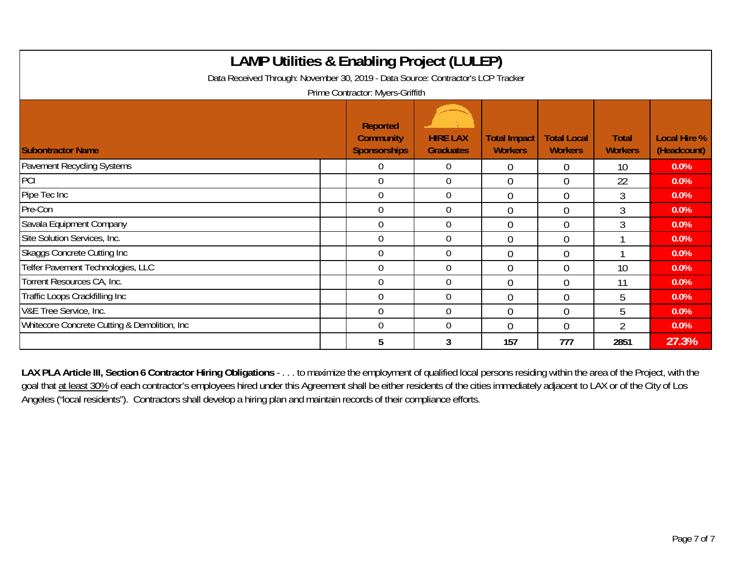# LAMP Utilities & Enabling Project (LULEP)

Data Received Through: November 30, 2019 - Data Source: Contractor's LCP Tracker

Prime Contractor: Myers-Griffith

| Subontractor Name | Reported Community Sponsorships | HIRE LAX Graduates | Total Impact Workers | Total Local Workers | Total Workers | Local Hire % (Headcount) |
|---|---|---|---|---|---|---|
| Pavement Recycling Systems | 0 | 0 | 0 | 0 | 10 | 0.0% |
| PCI | 0 | 0 | 0 | 0 | 22 | 0.0% |
| Pipe Tec Inc | 0 | 0 | 0 | 0 | 3 | 0.0% |
| Pre-Con | 0 | 0 | 0 | 0 | 3 | 0.0% |
| Savala Equipment Company | 0 | 0 | 0 | 0 | 3 | 0.0% |
| Site Solution Services, Inc. | 0 | 0 | 0 | 0 | 1 | 0.0% |
| Skaggs Concrete Cutting Inc | 0 | 0 | 0 | 0 | 1 | 0.0% |
| Telfer Pavement Technologies, LLC | 0 | 0 | 0 | 0 | 10 | 0.0% |
| Torrent Resources CA, Inc. | 0 | 0 | 0 | 0 | 11 | 0.0% |
| Traffic Loops Crackfilling Inc | 0 | 0 | 0 | 0 | 5 | 0.0% |
| V&E Tree Service, Inc. | 0 | 0 | 0 | 0 | 5 | 0.0% |
| Whitecore Concrete Cutting & Demolition, Inc | 0 | 0 | 0 | 0 | 2 | 0.0% |
| | **5** | **3** | **157** | **777** | **2851** | **27.3%** |

**LAX PLA Article III, Section 6 Contractor Hiring Obligations** - . . . to maximize the employment of qualified local persons residing within the area of the Project, with the goal that at least 30% of each contractor's employees hired under this Agreement shall be either residents of the cities immediately adjacent to LAX or of the City of Los Angeles ("local residents"). Contractors shall develop a hiring plan and maintain records of their compliance efforts.